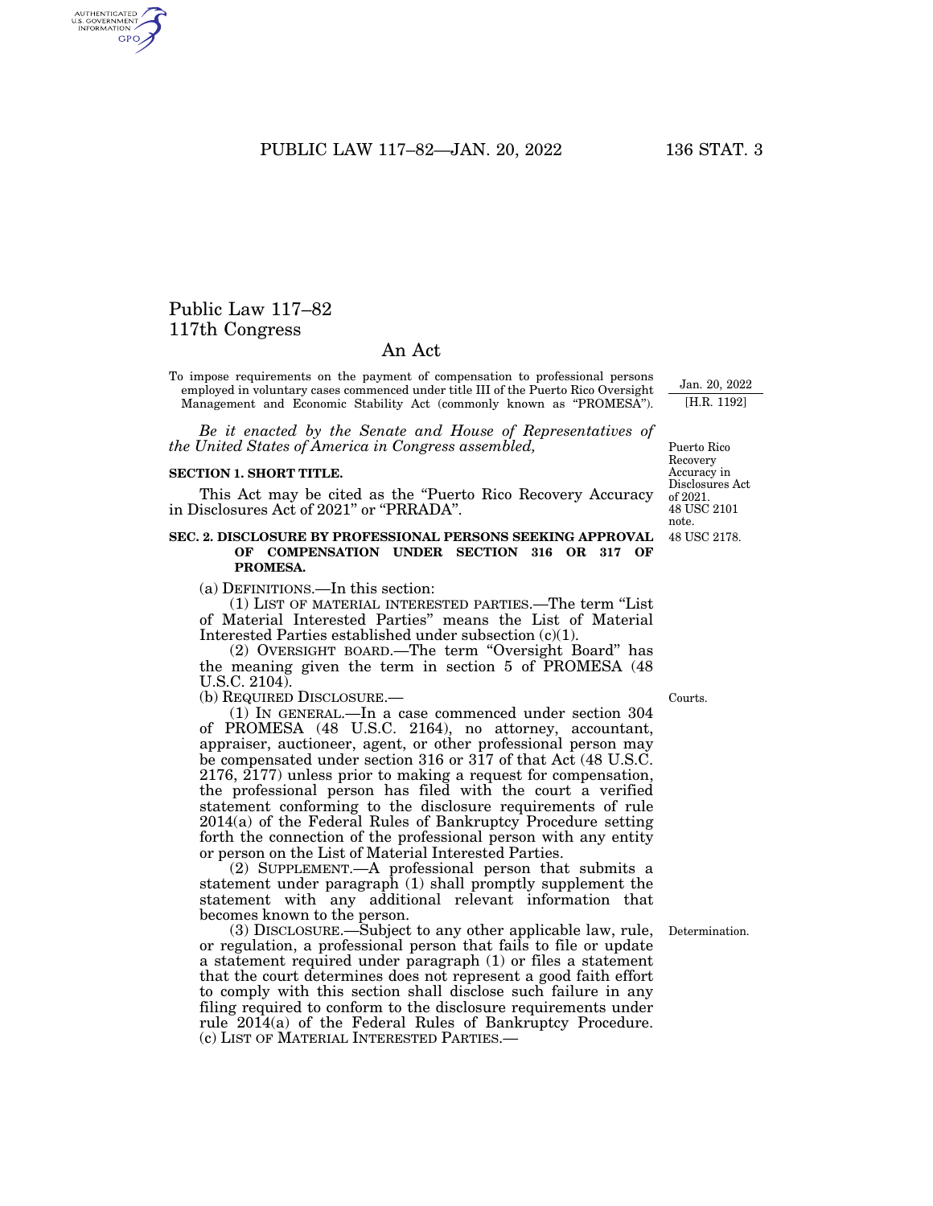# Public Law 117–82
## 117th Congress

## An Act

To impose requirements on the payment of compensation to professional persons employed in voluntary cases commenced under title III of the Puerto Rico Oversight Management and Economic Stability Act (commonly known as "PROMESA").

Jan. 20, 2022
[H.R. 1192]

*Be it enacted by the Senate and House of Representatives of the United States of America in Congress assembled,*

**SECTION 1. SHORT TITLE.**

Puerto Rico Recovery Accuracy in Disclosures Act of 2021. 48 USC 2101 note.

This Act may be cited as the "Puerto Rico Recovery Accuracy in Disclosures Act of 2021" or "PRRADA".

**SEC. 2. DISCLOSURE BY PROFESSIONAL PERSONS SEEKING APPROVAL OF COMPENSATION UNDER SECTION 316 OR 317 OF PROMESA.**

48 USC 2178.

(a) DEFINITIONS.—In this section:

(1) LIST OF MATERIAL INTERESTED PARTIES.—The term "List of Material Interested Parties" means the List of Material Interested Parties established under subsection (c)(1).

(2) OVERSIGHT BOARD.—The term "Oversight Board" has the meaning given the term in section 5 of PROMESA (48 U.S.C. 2104).

(b) REQUIRED DISCLOSURE.—

Courts.

(1) IN GENERAL.—In a case commenced under section 304 of PROMESA (48 U.S.C. 2164), no attorney, accountant, appraiser, auctioneer, agent, or other professional person may be compensated under section 316 or 317 of that Act (48 U.S.C. 2176, 2177) unless prior to making a request for compensation, the professional person has filed with the court a verified statement conforming to the disclosure requirements of rule 2014(a) of the Federal Rules of Bankruptcy Procedure setting forth the connection of the professional person with any entity or person on the List of Material Interested Parties.

(2) SUPPLEMENT.—A professional person that submits a statement under paragraph (1) shall promptly supplement the statement with any additional relevant information that becomes known to the person.

Determination.

(3) DISCLOSURE.—Subject to any other applicable law, rule, or regulation, a professional person that fails to file or update a statement required under paragraph (1) or files a statement that the court determines does not represent a good faith effort to comply with this section shall disclose such failure in any filing required to conform to the disclosure requirements under rule 2014(a) of the Federal Rules of Bankruptcy Procedure.

(c) LIST OF MATERIAL INTERESTED PARTIES.—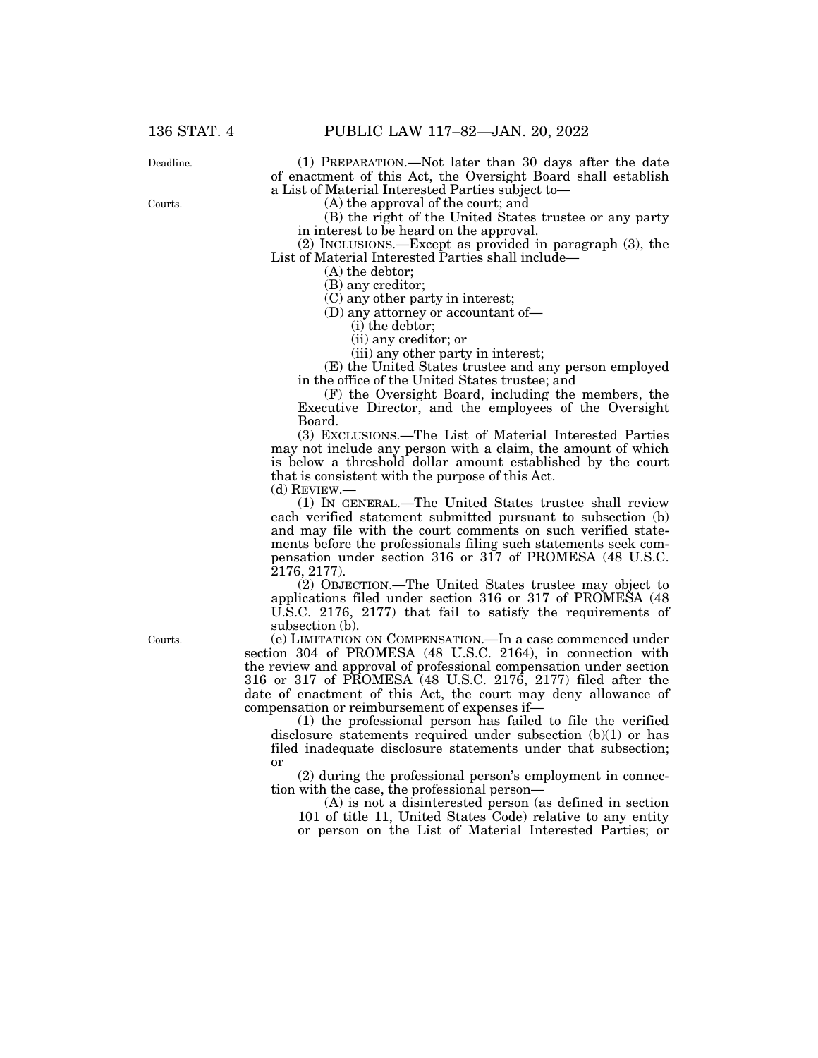(1) PREPARATION.—Not later than 30 days after the date of enactment of this Act, the Oversight Board shall establish a List of Material Interested Parties subject to—

(A) the approval of the court; and

(B) the right of the United States trustee or any party in interest to be heard on the approval.

(2) INCLUSIONS.—Except as provided in paragraph (3), the List of Material Interested Parties shall include—

(A) the debtor;

(B) any creditor;

(C) any other party in interest;

(D) any attorney or accountant of—

(i) the debtor;

(ii) any creditor; or

(iii) any other party in interest;

(E) the United States trustee and any person employed in the office of the United States trustee; and

(F) the Oversight Board, including the members, the Executive Director, and the employees of the Oversight Board.

(3) EXCLUSIONS.—The List of Material Interested Parties may not include any person with a claim, the amount of which is below a threshold dollar amount established by the court that is consistent with the purpose of this Act.

(d) REVIEW.—

(1) IN GENERAL.—The United States trustee shall review each verified statement submitted pursuant to subsection (b) and may file with the court comments on such verified statements before the professionals filing such statements seek compensation under section 316 or 317 of PROMESA (48 U.S.C. 2176, 2177).

(2) OBJECTION.—The United States trustee may object to applications filed under section 316 or 317 of PROMESA (48 U.S.C. 2176, 2177) that fail to satisfy the requirements of subsection (b).

(e) LIMITATION ON COMPENSATION.—In a case commenced under section 304 of PROMESA (48 U.S.C. 2164), in connection with the review and approval of professional compensation under section 316 or 317 of PROMESA (48 U.S.C. 2176, 2177) filed after the date of enactment of this Act, the court may deny allowance of compensation or reimbursement of expenses if—

(1) the professional person has failed to file the verified disclosure statements required under subsection (b)(1) or has filed inadequate disclosure statements under that subsection; or

(2) during the professional person's employment in connection with the case, the professional person—

(A) is not a disinterested person (as defined in section 101 of title 11, United States Code) relative to any entity or person on the List of Material Interested Parties; or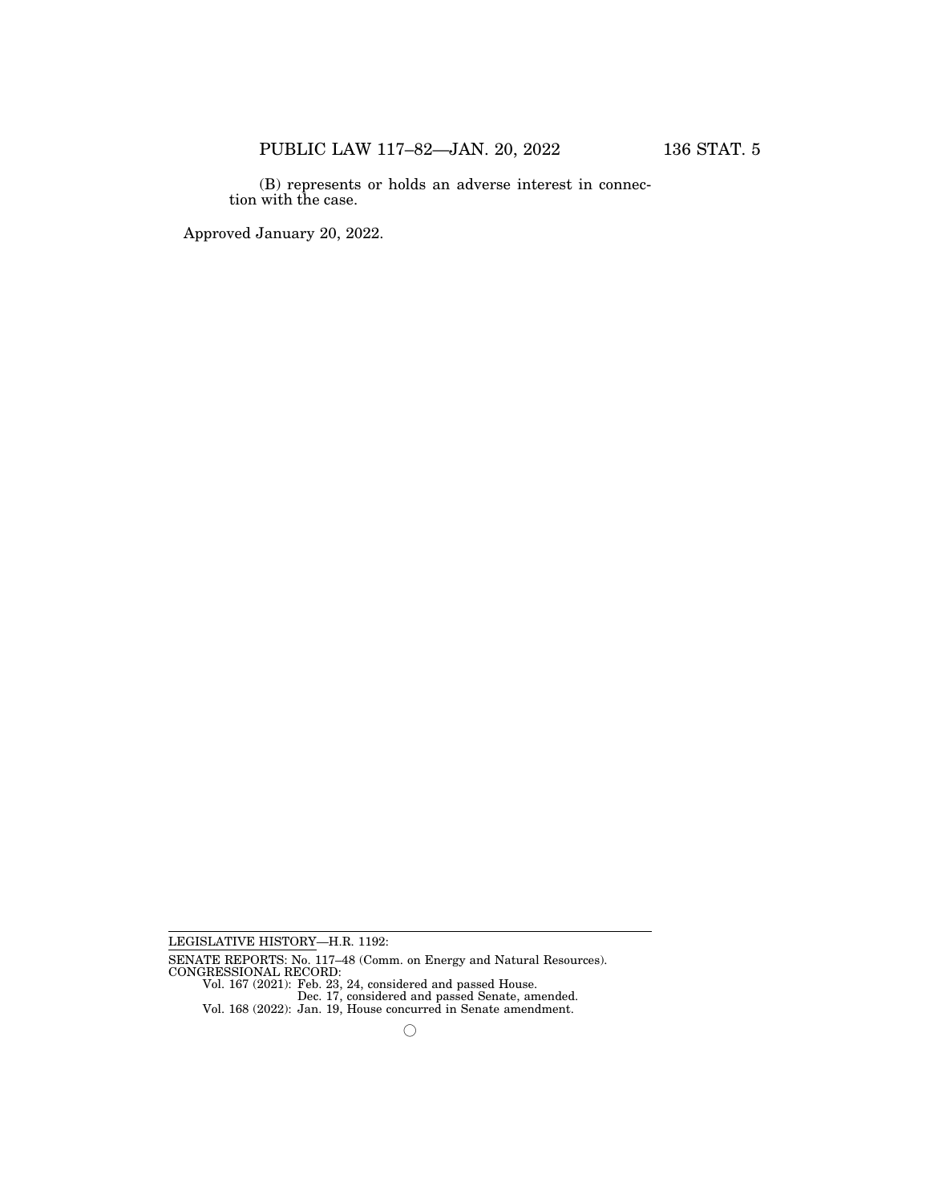(B) represents or holds an adverse interest in connection with the case.

Approved January 20, 2022.

---

LEGISLATIVE HISTORY—H.R. 1192:

SENATE REPORTS: No. 117–48 (Comm. on Energy and Natural Resources).
CONGRESSIONAL RECORD:
Vol. 167 (2021): Feb. 23, 24, considered and passed House.
Dec. 17, considered and passed Senate, amended.
Vol. 168 (2022): Jan. 19, House concurred in Senate amendment.

○